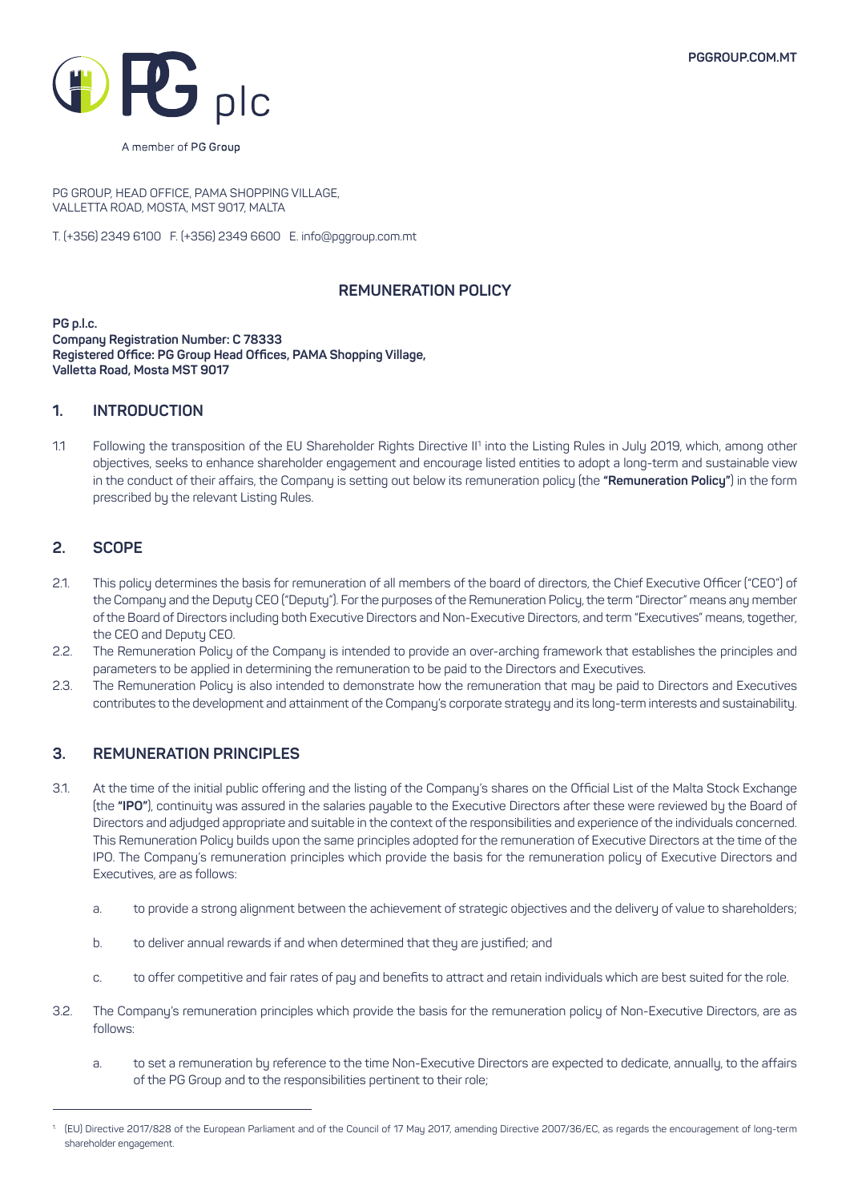PGGROUP.COM.MT

PG plc

A member of PG Group

PG GROUP, HEAD OFFICE, PAMA SHOPPING VILLAGE,
VALLETTA ROAD, MOSTA, MST 9017, MALTA

T. (+356) 2349 6100 F. (+356) 2349 6600 E. info@pggroup.com.mt

# REMUNERATION POLICY

**PG p.l.c.**
**Company Registration Number: C 78333**
**Registered Office: PG Group Head Offices, PAMA Shopping Village,**
**Valletta Road, Mosta MST 9017**

## 1. INTRODUCTION

1.1 Following the transposition of the EU Shareholder Rights Directive II[1] into the Listing Rules in July 2019, which, among other objectives, seeks to enhance shareholder engagement and encourage listed entities to adopt a long-term and sustainable view in the conduct of their affairs, the Company is setting out below its remuneration policy (the **"Remuneration Policy"**) in the form prescribed by the relevant Listing Rules.

## 2. SCOPE

2.1. This policy determines the basis for remuneration of all members of the board of directors, the Chief Executive Officer ("CEO") of the Company and the Deputy CEO ("Deputy"). For the purposes of the Remuneration Policy, the term "Director" means any member of the Board of Directors including both Executive Directors and Non-Executive Directors, and term "Executives" means, together, the CEO and Deputy CEO.

2.2. The Remuneration Policy of the Company is intended to provide an over-arching framework that establishes the principles and parameters to be applied in determining the remuneration to be paid to the Directors and Executives.

2.3. The Remuneration Policy is also intended to demonstrate how the remuneration that may be paid to Directors and Executives contributes to the development and attainment of the Company's corporate strategy and its long-term interests and sustainability.

## 3. REMUNERATION PRINCIPLES

3.1. At the time of the initial public offering and the listing of the Company's shares on the Official List of the Malta Stock Exchange (the **"IPO"**), continuity was assured in the salaries payable to the Executive Directors after these were reviewed by the Board of Directors and adjudged appropriate and suitable in the context of the responsibilities and experience of the individuals concerned. This Remuneration Policy builds upon the same principles adopted for the remuneration of Executive Directors at the time of the IPO. The Company's remuneration principles which provide the basis for the remuneration policy of Executive Directors and Executives, are as follows:

   a. to provide a strong alignment between the achievement of strategic objectives and the delivery of value to shareholders;

   b. to deliver annual rewards if and when determined that they are justified; and

   c. to offer competitive and fair rates of pay and benefits to attract and retain individuals which are best suited for the role.

3.2. The Company's remuneration principles which provide the basis for the remuneration policy of Non-Executive Directors, are as follows:

   a. to set a remuneration by reference to the time Non-Executive Directors are expected to dedicate, annually, to the affairs of the PG Group and to the responsibilities pertinent to their role;

---

[1] (EU) Directive 2017/828 of the European Parliament and of the Council of 17 May 2017, amending Directive 2007/36/EC, as regards the encouragement of long-term shareholder engagement.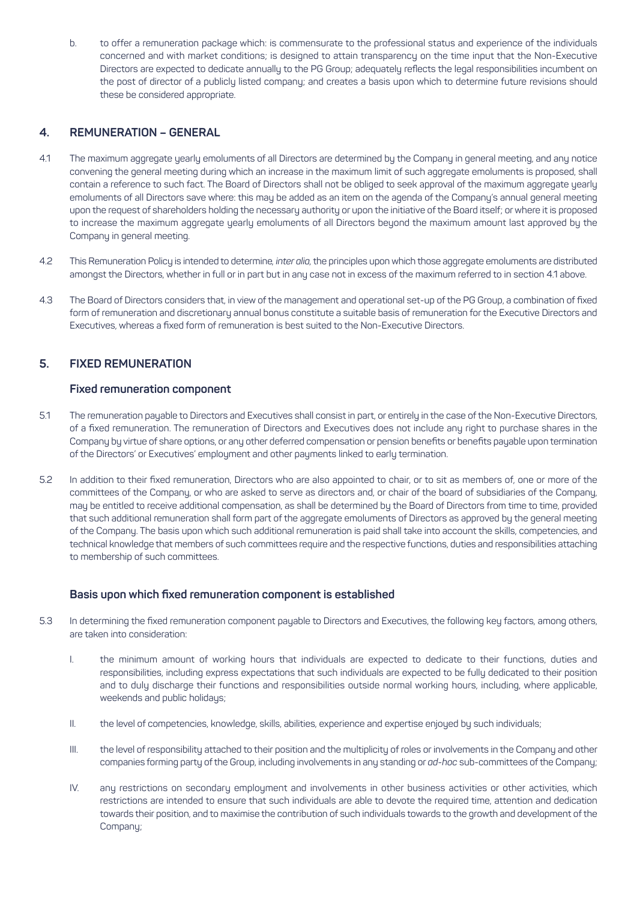b. to offer a remuneration package which: is commensurate to the professional status and experience of the individuals concerned and with market conditions; is designed to attain transparency on the time input that the Non-Executive Directors are expected to dedicate annually to the PG Group; adequately reflects the legal responsibilities incumbent on the post of director of a publicly listed company; and creates a basis upon which to determine future revisions should these be considered appropriate.

## 4. REMUNERATION – GENERAL

4.1 The maximum aggregate yearly emoluments of all Directors are determined by the Company in general meeting, and any notice convening the general meeting during which an increase in the maximum limit of such aggregate emoluments is proposed, shall contain a reference to such fact. The Board of Directors shall not be obliged to seek approval of the maximum aggregate yearly emoluments of all Directors save where: this may be added as an item on the agenda of the Company's annual general meeting upon the request of shareholders holding the necessary authority or upon the initiative of the Board itself; or where it is proposed to increase the maximum aggregate yearly emoluments of all Directors beyond the maximum amount last approved by the Company in general meeting.

4.2 This Remuneration Policy is intended to determine, *inter alia*, the principles upon which those aggregate emoluments are distributed amongst the Directors, whether in full or in part but in any case not in excess of the maximum referred to in section 4.1 above.

4.3 The Board of Directors considers that, in view of the management and operational set-up of the PG Group, a combination of fixed form of remuneration and discretionary annual bonus constitute a suitable basis of remuneration for the Executive Directors and Executives, whereas a fixed form of remuneration is best suited to the Non-Executive Directors.

## 5. FIXED REMUNERATION

### Fixed remuneration component

5.1 The remuneration payable to Directors and Executives shall consist in part, or entirely in the case of the Non-Executive Directors, of a fixed remuneration. The remuneration of Directors and Executives does not include any right to purchase shares in the Company by virtue of share options, or any other deferred compensation or pension benefits or benefits payable upon termination of the Directors' or Executives' employment and other payments linked to early termination.

5.2 In addition to their fixed remuneration, Directors who are also appointed to chair, or to sit as members of, one or more of the committees of the Company, or who are asked to serve as directors and, or chair of the board of subsidiaries of the Company, may be entitled to receive additional compensation, as shall be determined by the Board of Directors from time to time, provided that such additional remuneration shall form part of the aggregate emoluments of Directors as approved by the general meeting of the Company. The basis upon which such additional remuneration is paid shall take into account the skills, competencies, and technical knowledge that members of such committees require and the respective functions, duties and responsibilities attaching to membership of such committees.

### Basis upon which fixed remuneration component is established

5.3 In determining the fixed remuneration component payable to Directors and Executives, the following key factors, among others, are taken into consideration:

I. the minimum amount of working hours that individuals are expected to dedicate to their functions, duties and responsibilities, including express expectations that such individuals are expected to be fully dedicated to their position and to duly discharge their functions and responsibilities outside normal working hours, including, where applicable, weekends and public holidays;

II. the level of competencies, knowledge, skills, abilities, experience and expertise enjoyed by such individuals;

III. the level of responsibility attached to their position and the multiplicity of roles or involvements in the Company and other companies forming party of the Group, including involvements in any standing or *ad-hoc* sub-committees of the Company;

IV. any restrictions on secondary employment and involvements in other business activities or other activities, which restrictions are intended to ensure that such individuals are able to devote the required time, attention and dedication towards their position, and to maximise the contribution of such individuals towards to the growth and development of the Company;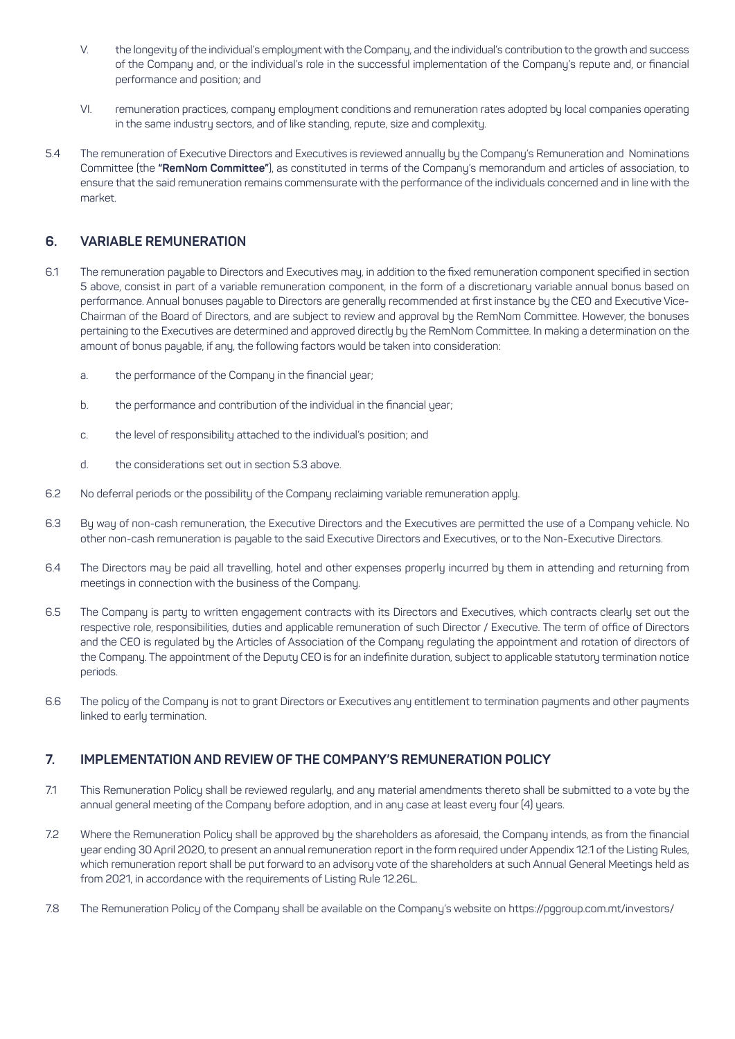V. the longevity of the individual's employment with the Company, and the individual's contribution to the growth and success of the Company and, or the individual's role in the successful implementation of the Company's repute and, or financial performance and position; and

VI. remuneration practices, company employment conditions and remuneration rates adopted by local companies operating in the same industry sectors, and of like standing, repute, size and complexity.

5.4 The remuneration of Executive Directors and Executives is reviewed annually by the Company's Remuneration and Nominations Committee (the **"RemNom Committee"**), as constituted in terms of the Company's memorandum and articles of association, to ensure that the said remuneration remains commensurate with the performance of the individuals concerned and in line with the market.

## 6. VARIABLE REMUNERATION

6.1 The remuneration payable to Directors and Executives may, in addition to the fixed remuneration component specified in section 5 above, consist in part of a variable remuneration component, in the form of a discretionary variable annual bonus based on performance. Annual bonuses payable to Directors are generally recommended at first instance by the CEO and Executive Vice-Chairman of the Board of Directors, and are subject to review and approval by the RemNom Committee. However, the bonuses pertaining to the Executives are determined and approved directly by the RemNom Committee. In making a determination on the amount of bonus payable, if any, the following factors would be taken into consideration:

a. the performance of the Company in the financial year;

b. the performance and contribution of the individual in the financial year;

c. the level of responsibility attached to the individual's position; and

d. the considerations set out in section 5.3 above.

6.2 No deferral periods or the possibility of the Company reclaiming variable remuneration apply.

6.3 By way of non-cash remuneration, the Executive Directors and the Executives are permitted the use of a Company vehicle. No other non-cash remuneration is payable to the said Executive Directors and Executives, or to the Non-Executive Directors.

6.4 The Directors may be paid all travelling, hotel and other expenses properly incurred by them in attending and returning from meetings in connection with the business of the Company.

6.5 The Company is party to written engagement contracts with its Directors and Executives, which contracts clearly set out the respective role, responsibilities, duties and applicable remuneration of such Director / Executive. The term of office of Directors and the CEO is regulated by the Articles of Association of the Company regulating the appointment and rotation of directors of the Company. The appointment of the Deputy CEO is for an indefinite duration, subject to applicable statutory termination notice periods.

6.6 The policy of the Company is not to grant Directors or Executives any entitlement to termination payments and other payments linked to early termination.

## 7. IMPLEMENTATION AND REVIEW OF THE COMPANY'S REMUNERATION POLICY

7.1 This Remuneration Policy shall be reviewed regularly, and any material amendments thereto shall be submitted to a vote by the annual general meeting of the Company before adoption, and in any case at least every four (4) years.

7.2 Where the Remuneration Policy shall be approved by the shareholders as aforesaid, the Company intends, as from the financial year ending 30 April 2020, to present an annual remuneration report in the form required under Appendix 12.1 of the Listing Rules, which remuneration report shall be put forward to an advisory vote of the shareholders at such Annual General Meetings held as from 2021, in accordance with the requirements of Listing Rule 12.26L.

7.8 The Remuneration Policy of the Company shall be available on the Company's website on https://pggroup.com.mt/investors/